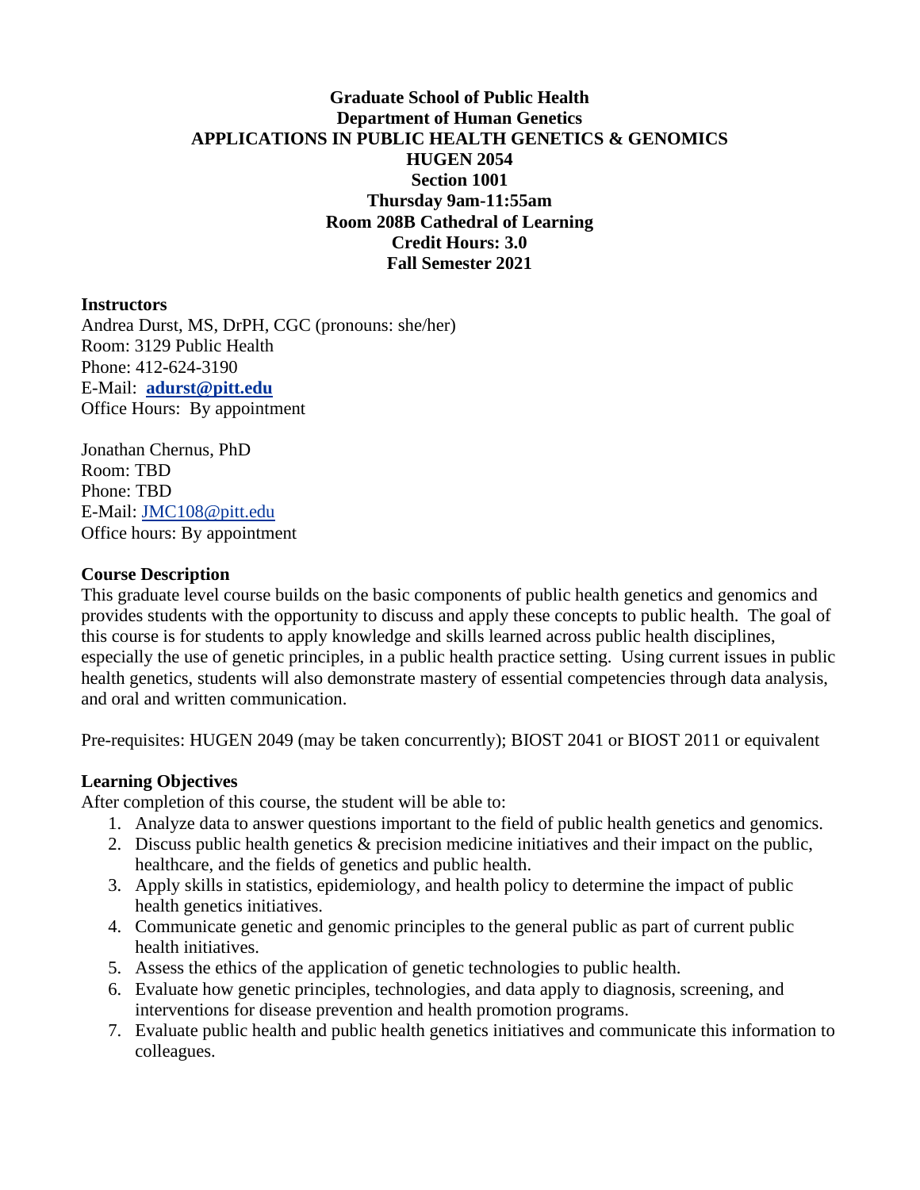**Graduate School of Public Health**
**Department of Human Genetics**
**APPLICATIONS IN PUBLIC HEALTH GENETICS & GENOMICS**
**HUGEN 2054**
**Section 1001**
**Thursday 9am-11:55am**
**Room 208B Cathedral of Learning**
**Credit Hours: 3.0**
**Fall Semester 2021**

**Instructors**

Andrea Durst, MS, DrPH, CGC (pronouns: she/her)
Room: 3129 Public Health
Phone: 412-624-3190
E-Mail: **adurst@pitt.edu**
Office Hours: By appointment

Jonathan Chernus, PhD
Room: TBD
Phone: TBD
E-Mail: JMC108@pitt.edu
Office hours: By appointment

**Course Description**

This graduate level course builds on the basic components of public health genetics and genomics and provides students with the opportunity to discuss and apply these concepts to public health. The goal of this course is for students to apply knowledge and skills learned across public health disciplines, especially the use of genetic principles, in a public health practice setting. Using current issues in public health genetics, students will also demonstrate mastery of essential competencies through data analysis, and oral and written communication.

Pre-requisites: HUGEN 2049 (may be taken concurrently); BIOST 2041 or BIOST 2011 or equivalent

**Learning Objectives**

After completion of this course, the student will be able to:

1. Analyze data to answer questions important to the field of public health genetics and genomics.
2. Discuss public health genetics & precision medicine initiatives and their impact on the public, healthcare, and the fields of genetics and public health.
3. Apply skills in statistics, epidemiology, and health policy to determine the impact of public health genetics initiatives.
4. Communicate genetic and genomic principles to the general public as part of current public health initiatives.
5. Assess the ethics of the application of genetic technologies to public health.
6. Evaluate how genetic principles, technologies, and data apply to diagnosis, screening, and interventions for disease prevention and health promotion programs.
7. Evaluate public health and public health genetics initiatives and communicate this information to colleagues.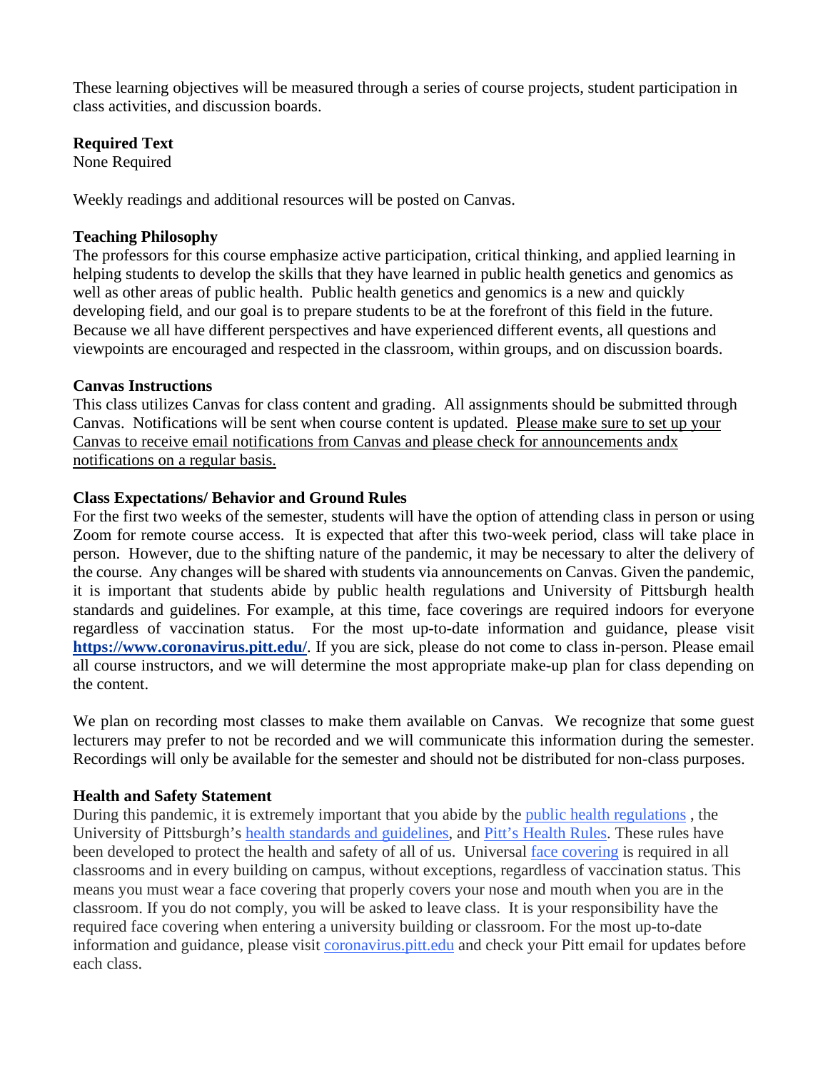These learning objectives will be measured through a series of course projects, student participation in class activities, and discussion boards.

**Required Text**
None Required

Weekly readings and additional resources will be posted on Canvas.

**Teaching Philosophy**
The professors for this course emphasize active participation, critical thinking, and applied learning in helping students to develop the skills that they have learned in public health genetics and genomics as well as other areas of public health. Public health genetics and genomics is a new and quickly developing field, and our goal is to prepare students to be at the forefront of this field in the future. Because we all have different perspectives and have experienced different events, all questions and viewpoints are encouraged and respected in the classroom, within groups, and on discussion boards.

**Canvas Instructions**
This class utilizes Canvas for class content and grading. All assignments should be submitted through Canvas. Notifications will be sent when course content is updated. Please make sure to set up your Canvas to receive email notifications from Canvas and please check for announcements andx notifications on a regular basis.

**Class Expectations/ Behavior and Ground Rules**
For the first two weeks of the semester, students will have the option of attending class in person or using Zoom for remote course access. It is expected that after this two-week period, class will take place in person. However, due to the shifting nature of the pandemic, it may be necessary to alter the delivery of the course. Any changes will be shared with students via announcements on Canvas. Given the pandemic, it is important that students abide by public health regulations and University of Pittsburgh health standards and guidelines. For example, at this time, face coverings are required indoors for everyone regardless of vaccination status. For the most up-to-date information and guidance, please visit **https://www.coronavirus.pitt.edu/**. If you are sick, please do not come to class in-person. Please email all course instructors, and we will determine the most appropriate make-up plan for class depending on the content.

We plan on recording most classes to make them available on Canvas. We recognize that some guest lecturers may prefer to not be recorded and we will communicate this information during the semester. Recordings will only be available for the semester and should not be distributed for non-class purposes.

**Health and Safety Statement**
During this pandemic, it is extremely important that you abide by the public health regulations , the University of Pittsburgh's health standards and guidelines, and Pitt's Health Rules. These rules have been developed to protect the health and safety of all of us. Universal face covering is required in all classrooms and in every building on campus, without exceptions, regardless of vaccination status. This means you must wear a face covering that properly covers your nose and mouth when you are in the classroom. If you do not comply, you will be asked to leave class. It is your responsibility have the required face covering when entering a university building or classroom. For the most up-to-date information and guidance, please visit coronavirus.pitt.edu and check your Pitt email for updates before each class.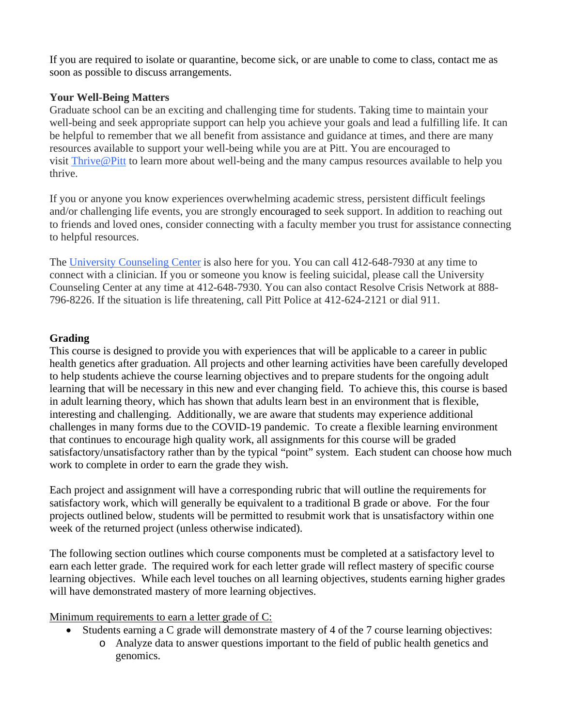If you are required to isolate or quarantine, become sick, or are unable to come to class, contact me as soon as possible to discuss arrangements.

**Your Well-Being Matters**
Graduate school can be an exciting and challenging time for students. Taking time to maintain your well-being and seek appropriate support can help you achieve your goals and lead a fulfilling life. It can be helpful to remember that we all benefit from assistance and guidance at times, and there are many resources available to support your well-being while you are at Pitt. You are encouraged to visit Thrive@Pitt to learn more about well-being and the many campus resources available to help you thrive.

If you or anyone you know experiences overwhelming academic stress, persistent difficult feelings and/or challenging life events, you are strongly encouraged to seek support. In addition to reaching out to friends and loved ones, consider connecting with a faculty member you trust for assistance connecting to helpful resources.

The University Counseling Center is also here for you. You can call 412-648-7930 at any time to connect with a clinician. If you or someone you know is feeling suicidal, please call the University Counseling Center at any time at 412-648-7930. You can also contact Resolve Crisis Network at 888-796-8226. If the situation is life threatening, call Pitt Police at 412-624-2121 or dial 911.

**Grading**
This course is designed to provide you with experiences that will be applicable to a career in public health genetics after graduation. All projects and other learning activities have been carefully developed to help students achieve the course learning objectives and to prepare students for the ongoing adult learning that will be necessary in this new and ever changing field. To achieve this, this course is based in adult learning theory, which has shown that adults learn best in an environment that is flexible, interesting and challenging. Additionally, we are aware that students may experience additional challenges in many forms due to the COVID-19 pandemic. To create a flexible learning environment that continues to encourage high quality work, all assignments for this course will be graded satisfactory/unsatisfactory rather than by the typical "point" system. Each student can choose how much work to complete in order to earn the grade they wish.

Each project and assignment will have a corresponding rubric that will outline the requirements for satisfactory work, which will generally be equivalent to a traditional B grade or above. For the four projects outlined below, students will be permitted to resubmit work that is unsatisfactory within one week of the returned project (unless otherwise indicated).

The following section outlines which course components must be completed at a satisfactory level to earn each letter grade. The required work for each letter grade will reflect mastery of specific course learning objectives. While each level touches on all learning objectives, students earning higher grades will have demonstrated mastery of more learning objectives.

Minimum requirements to earn a letter grade of C:

- Students earning a C grade will demonstrate mastery of 4 of the 7 course learning objectives:
  - Analyze data to answer questions important to the field of public health genetics and genomics.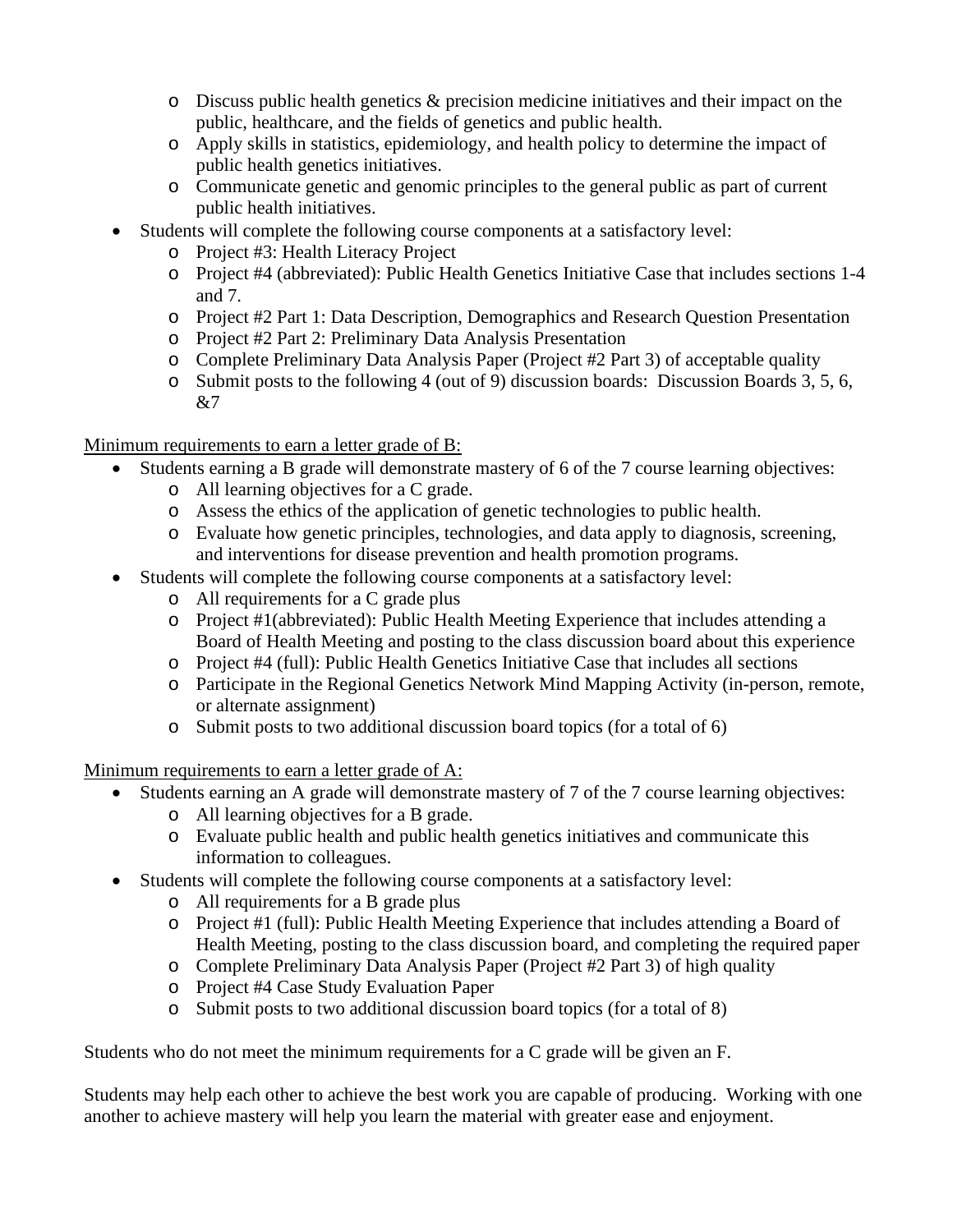- Discuss public health genetics & precision medicine initiatives and their impact on the public, healthcare, and the fields of genetics and public health.
  - Apply skills in statistics, epidemiology, and health policy to determine the impact of public health genetics initiatives.
  - Communicate genetic and genomic principles to the general public as part of current public health initiatives.
- Students will complete the following course components at a satisfactory level:
  - Project #3: Health Literacy Project
  - Project #4 (abbreviated): Public Health Genetics Initiative Case that includes sections 1-4 and 7.
  - Project #2 Part 1: Data Description, Demographics and Research Question Presentation
  - Project #2 Part 2: Preliminary Data Analysis Presentation
  - Complete Preliminary Data Analysis Paper (Project #2 Part 3) of acceptable quality
  - Submit posts to the following 4 (out of 9) discussion boards: Discussion Boards 3, 5, 6, &7

<u>Minimum requirements to earn a letter grade of B:</u>

- Students earning a B grade will demonstrate mastery of 6 of the 7 course learning objectives:
  - All learning objectives for a C grade.
  - Assess the ethics of the application of genetic technologies to public health.
  - Evaluate how genetic principles, technologies, and data apply to diagnosis, screening, and interventions for disease prevention and health promotion programs.
- Students will complete the following course components at a satisfactory level:
  - All requirements for a C grade plus
  - Project #1(abbreviated): Public Health Meeting Experience that includes attending a Board of Health Meeting and posting to the class discussion board about this experience
  - Project #4 (full): Public Health Genetics Initiative Case that includes all sections
  - Participate in the Regional Genetics Network Mind Mapping Activity (in-person, remote, or alternate assignment)
  - Submit posts to two additional discussion board topics (for a total of 6)

<u>Minimum requirements to earn a letter grade of A:</u>

- Students earning an A grade will demonstrate mastery of 7 of the 7 course learning objectives:
  - All learning objectives for a B grade.
  - Evaluate public health and public health genetics initiatives and communicate this information to colleagues.
- Students will complete the following course components at a satisfactory level:
  - All requirements for a B grade plus
  - Project #1 (full): Public Health Meeting Experience that includes attending a Board of Health Meeting, posting to the class discussion board, and completing the required paper
  - Complete Preliminary Data Analysis Paper (Project #2 Part 3) of high quality
  - Project #4 Case Study Evaluation Paper
  - Submit posts to two additional discussion board topics (for a total of 8)

Students who do not meet the minimum requirements for a C grade will be given an F.

Students may help each other to achieve the best work you are capable of producing. Working with one another to achieve mastery will help you learn the material with greater ease and enjoyment.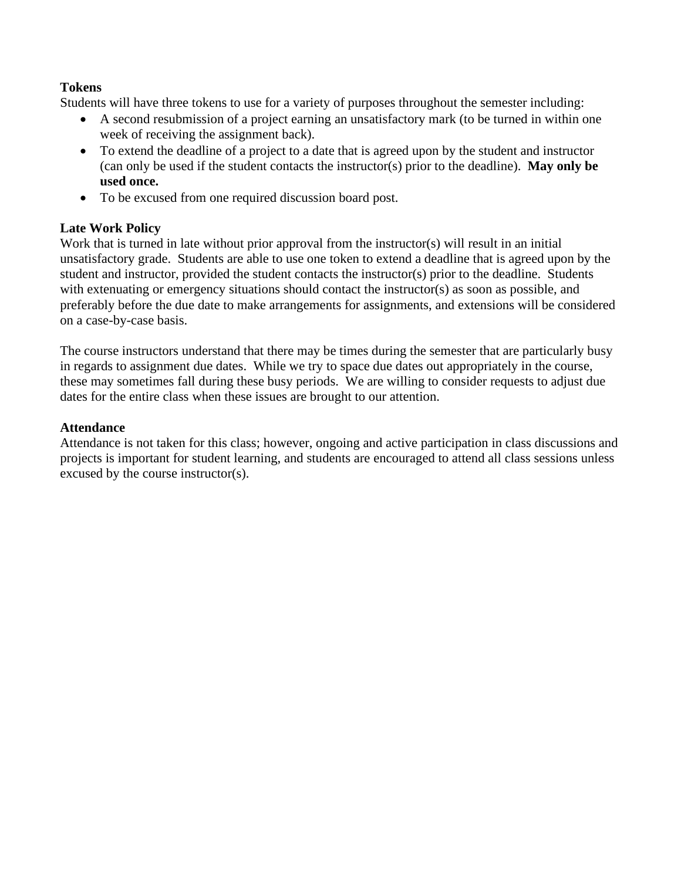**Tokens**

Students will have three tokens to use for a variety of purposes throughout the semester including:

- A second resubmission of a project earning an unsatisfactory mark (to be turned in within one week of receiving the assignment back).
- To extend the deadline of a project to a date that is agreed upon by the student and instructor (can only be used if the student contacts the instructor(s) prior to the deadline). **May only be used once.**
- To be excused from one required discussion board post.

**Late Work Policy**

Work that is turned in late without prior approval from the instructor(s) will result in an initial unsatisfactory grade. Students are able to use one token to extend a deadline that is agreed upon by the student and instructor, provided the student contacts the instructor(s) prior to the deadline. Students with extenuating or emergency situations should contact the instructor(s) as soon as possible, and preferably before the due date to make arrangements for assignments, and extensions will be considered on a case-by-case basis.

The course instructors understand that there may be times during the semester that are particularly busy in regards to assignment due dates. While we try to space due dates out appropriately in the course, these may sometimes fall during these busy periods. We are willing to consider requests to adjust due dates for the entire class when these issues are brought to our attention.

**Attendance**

Attendance is not taken for this class; however, ongoing and active participation in class discussions and projects is important for student learning, and students are encouraged to attend all class sessions unless excused by the course instructor(s).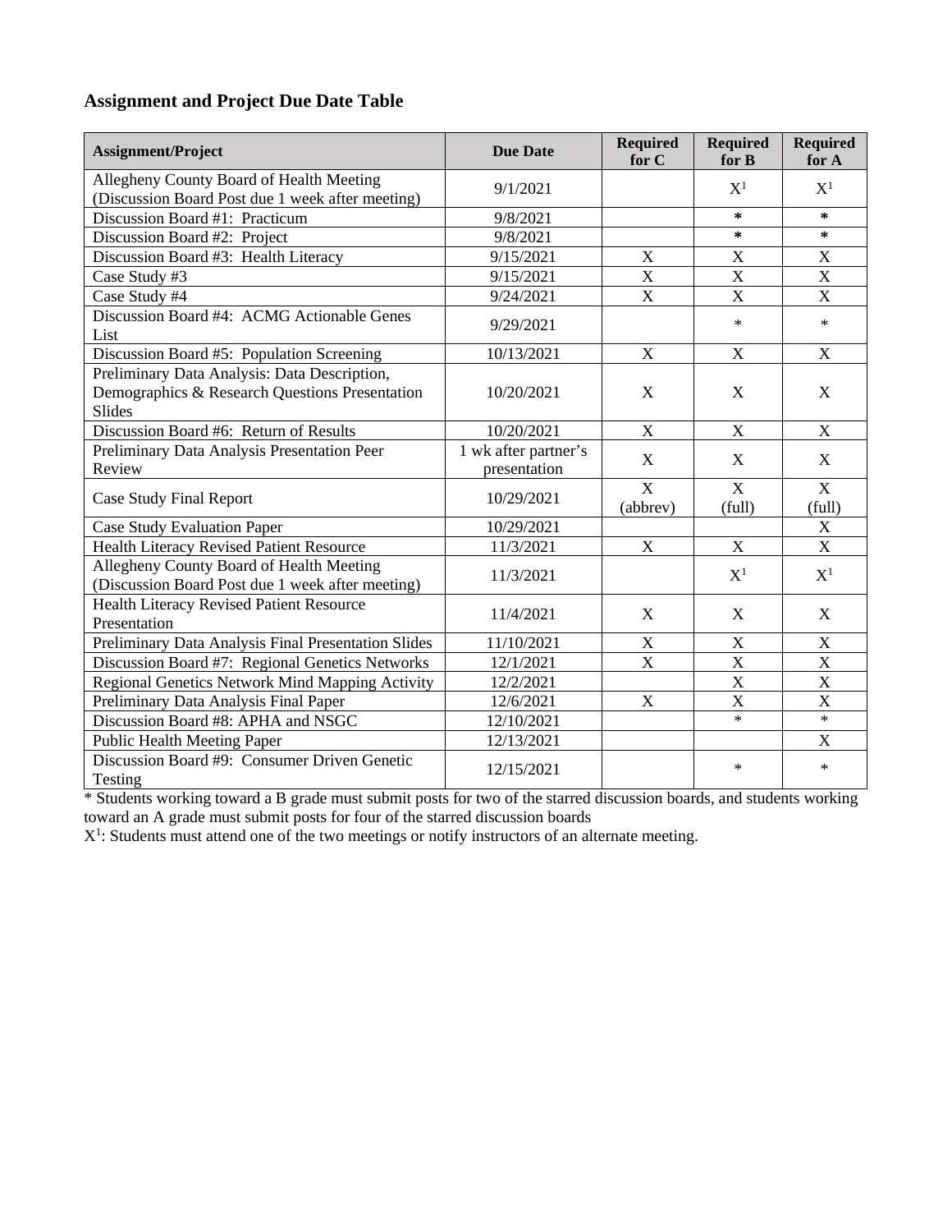### Assignment and Project Due Date Table

| Assignment/Project | Due Date | Required for C | Required for B | Required for A |
|---|---|---|---|---|
| Allegheny County Board of Health Meeting (Discussion Board Post due 1 week after meeting) | 9/1/2021 | | X[1] | X[1] |
| Discussion Board #1: Practicum | 9/8/2021 | | * | * |
| Discussion Board #2: Project | 9/8/2021 | | * | * |
| Discussion Board #3: Health Literacy | 9/15/2021 | X | X | X |
| Case Study #3 | 9/15/2021 | X | X | X |
| Case Study #4 | 9/24/2021 | X | X | X |
| Discussion Board #4: ACMG Actionable Genes List | 9/29/2021 | | * | * |
| Discussion Board #5: Population Screening | 10/13/2021 | X | X | X |
| Preliminary Data Analysis: Data Description, Demographics & Research Questions Presentation Slides | 10/20/2021 | X | X | X |
| Discussion Board #6: Return of Results | 10/20/2021 | X | X | X |
| Preliminary Data Analysis Presentation Peer Review | 1 wk after partner's presentation | X | X | X |
| Case Study Final Report | 10/29/2021 | X (abbrev) | X (full) | X (full) |
| Case Study Evaluation Paper | 10/29/2021 | | | X |
| Health Literacy Revised Patient Resource | 11/3/2021 | X | X | X |
| Allegheny County Board of Health Meeting (Discussion Board Post due 1 week after meeting) | 11/3/2021 | | X[1] | X[1] |
| Health Literacy Revised Patient Resource Presentation | 11/4/2021 | X | X | X |
| Preliminary Data Analysis Final Presentation Slides | 11/10/2021 | X | X | X |
| Discussion Board #7: Regional Genetics Networks | 12/1/2021 | X | X | X |
| Regional Genetics Network Mind Mapping Activity | 12/2/2021 | | X | X |
| Preliminary Data Analysis Final Paper | 12/6/2021 | X | X | X |
| Discussion Board #8: APHA and NSGC | 12/10/2021 | | * | * |
| Public Health Meeting Paper | 12/13/2021 | | | X |
| Discussion Board #9: Consumer Driven Genetic Testing | 12/15/2021 | | * | * |

* Students working toward a B grade must submit posts for two of the starred discussion boards, and students working toward an A grade must submit posts for four of the starred discussion boards

X[1]: Students must attend one of the two meetings or notify instructors of an alternate meeting.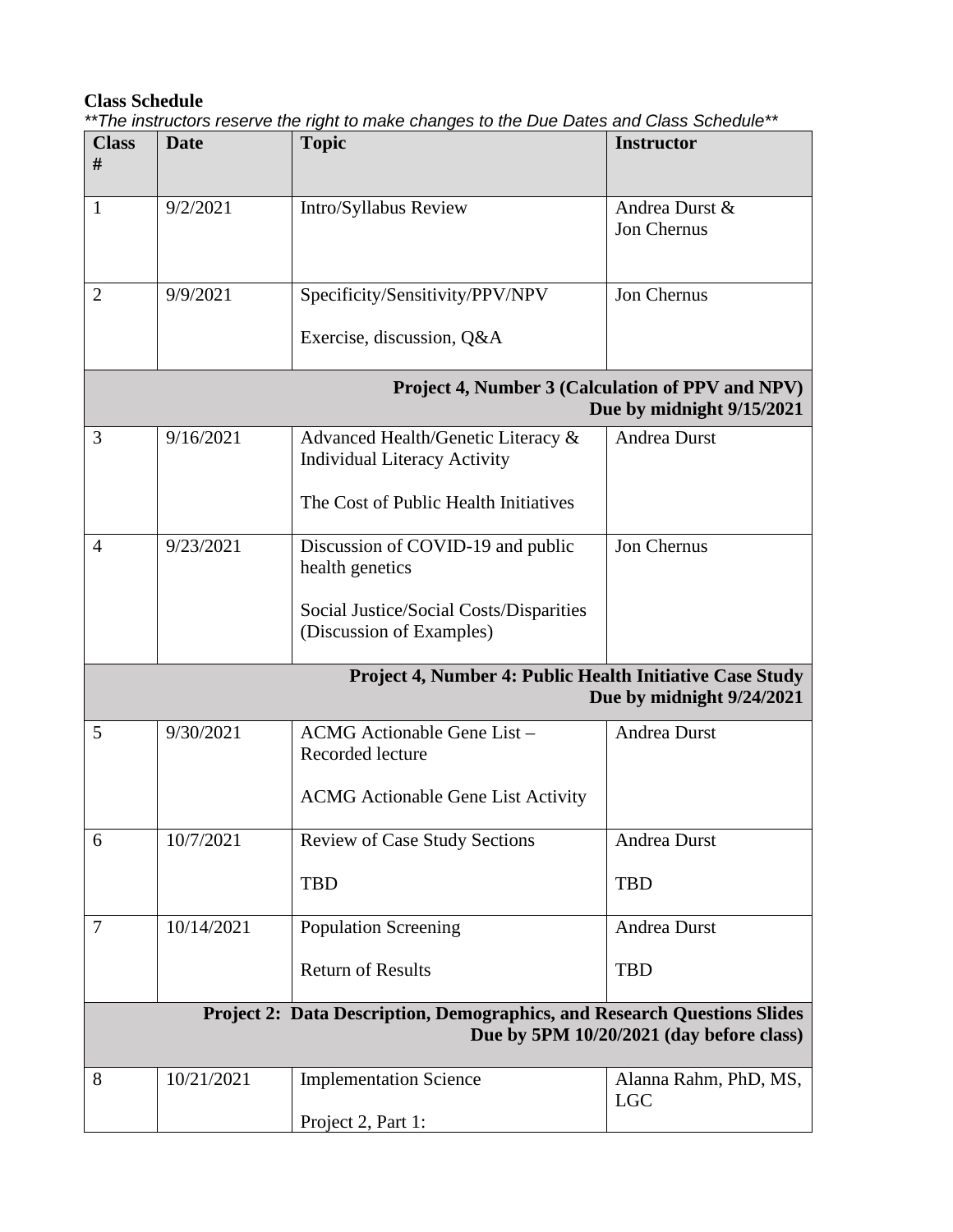**Class Schedule**

*\*\*The instructors reserve the right to make changes to the Due Dates and Class Schedule\*\**

| Class # | Date | Topic | Instructor |
|---|---|---|---|
| 1 | 9/2/2021 | Intro/Syllabus Review | Andrea Durst & Jon Chernus |
| 2 | 9/9/2021 | Specificity/Sensitivity/PPV/NPV<br><br>Exercise, discussion, Q&A | Jon Chernus |
| | | **Project 4, Number 3 (Calculation of PPV and NPV) Due by midnight 9/15/2021** | |
| 3 | 9/16/2021 | Advanced Health/Genetic Literacy & Individual Literacy Activity<br><br>The Cost of Public Health Initiatives | Andrea Durst |
| 4 | 9/23/2021 | Discussion of COVID-19 and public health genetics<br><br>Social Justice/Social Costs/Disparities (Discussion of Examples) | Jon Chernus |
| | | **Project 4, Number 4: Public Health Initiative Case Study Due by midnight 9/24/2021** | |
| 5 | 9/30/2021 | ACMG Actionable Gene List – Recorded lecture<br><br>ACMG Actionable Gene List Activity | Andrea Durst |
| 6 | 10/7/2021 | Review of Case Study Sections<br><br>TBD | Andrea Durst<br><br>TBD |
| 7 | 10/14/2021 | Population Screening<br><br>Return of Results | Andrea Durst<br><br>TBD |
| | | **Project 2: Data Description, Demographics, and Research Questions Slides Due by 5PM 10/20/2021 (day before class)** | |
| 8 | 10/21/2021 | Implementation Science<br><br>Project 2, Part 1: | Alanna Rahm, PhD, MS, LGC |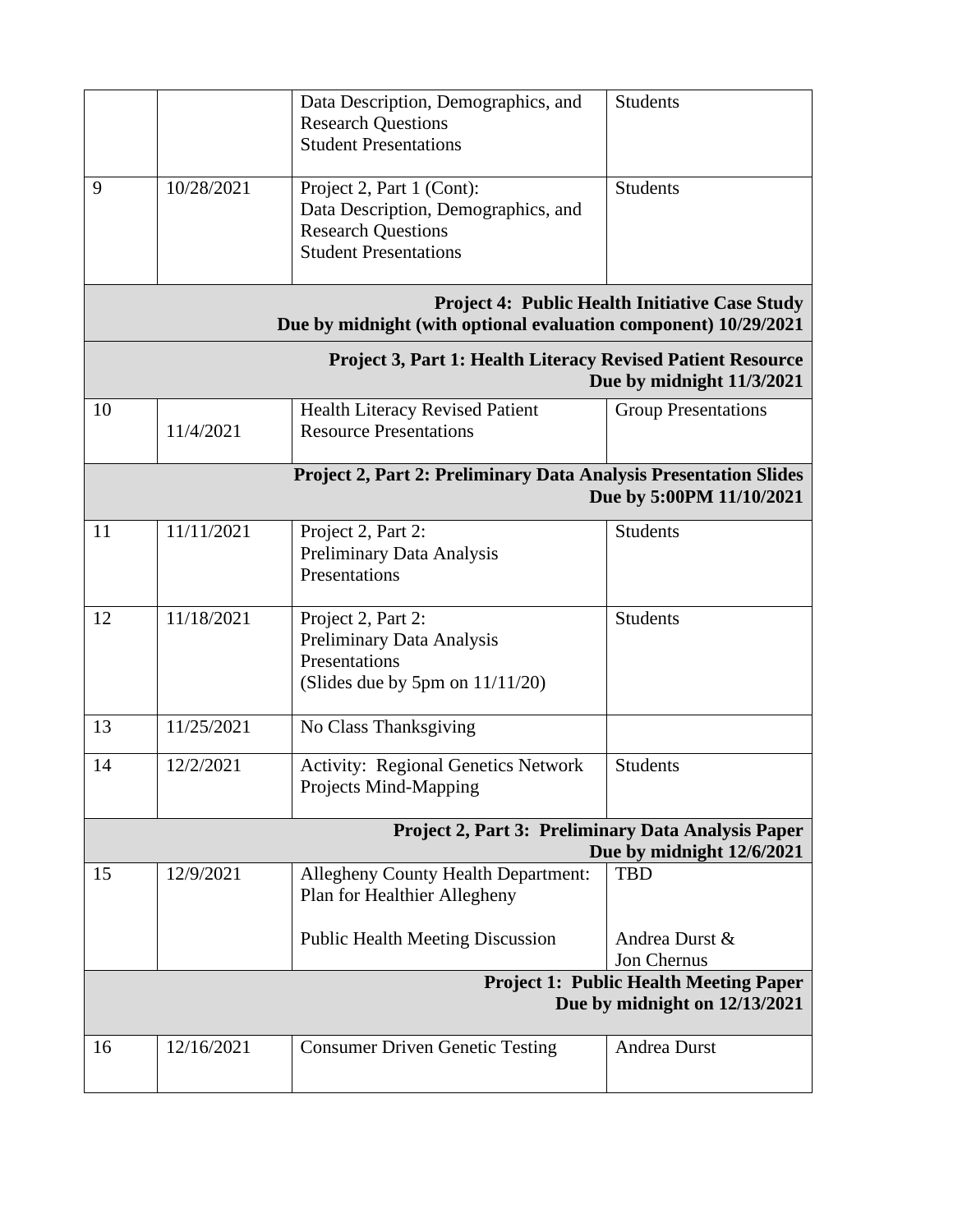| | | | |
|---|---|---|---|
| | | Data Description, Demographics, and Research Questions<br>Student Presentations | Students |
| 9 | 10/28/2021 | Project 2, Part 1 (Cont):<br>Data Description, Demographics, and Research Questions<br>Student Presentations | Students |
| **Project 4: Public Health Initiative Case Study**<br>**Due by midnight (with optional evaluation component) 10/29/2021** | | | |
| **Project 3, Part 1: Health Literacy Revised Patient Resource**<br>**Due by midnight 11/3/2021** | | | |
| 10 | 11/4/2021 | Health Literacy Revised Patient Resource Presentations | Group Presentations |
| **Project 2, Part 2: Preliminary Data Analysis Presentation Slides**<br>**Due by 5:00PM 11/10/2021** | | | |
| 11 | 11/11/2021 | Project 2, Part 2:<br>Preliminary Data Analysis Presentations | Students |
| 12 | 11/18/2021 | Project 2, Part 2:<br>Preliminary Data Analysis Presentations<br>(Slides due by 5pm on 11/11/20) | Students |
| 13 | 11/25/2021 | No Class Thanksgiving | |
| 14 | 12/2/2021 | Activity: Regional Genetics Network Projects Mind-Mapping | Students |
| **Project 2, Part 3: Preliminary Data Analysis Paper**<br>**Due by midnight 12/6/2021** | | | |
| 15 | 12/9/2021 | Allegheny County Health Department: Plan for Healthier Allegheny<br><br>Public Health Meeting Discussion | TBD<br><br>Andrea Durst & Jon Chernus |
| **Project 1: Public Health Meeting Paper**<br>**Due by midnight on 12/13/2021** | | | |
| 16 | 12/16/2021 | Consumer Driven Genetic Testing | Andrea Durst |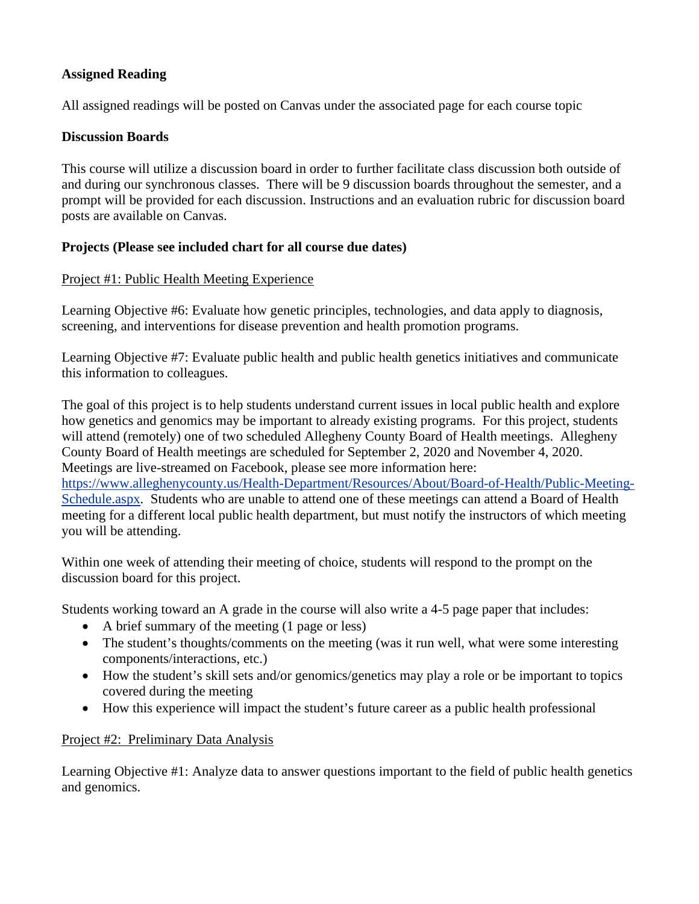**Assigned Reading**

All assigned readings will be posted on Canvas under the associated page for each course topic

**Discussion Boards**

This course will utilize a discussion board in order to further facilitate class discussion both outside of and during our synchronous classes. There will be 9 discussion boards throughout the semester, and a prompt will be provided for each discussion. Instructions and an evaluation rubric for discussion board posts are available on Canvas.

**Projects (Please see included chart for all course due dates)**

Project #1: Public Health Meeting Experience

Learning Objective #6: Evaluate how genetic principles, technologies, and data apply to diagnosis, screening, and interventions for disease prevention and health promotion programs.

Learning Objective #7: Evaluate public health and public health genetics initiatives and communicate this information to colleagues.

The goal of this project is to help students understand current issues in local public health and explore how genetics and genomics may be important to already existing programs. For this project, students will attend (remotely) one of two scheduled Allegheny County Board of Health meetings. Allegheny County Board of Health meetings are scheduled for September 2, 2020 and November 4, 2020. Meetings are live-streamed on Facebook, please see more information here: [https://www.alleghenycounty.us/Health-Department/Resources/About/Board-of-Health/Public-Meeting-Schedule.aspx](https://www.alleghenycounty.us/Health-Department/Resources/About/Board-of-Health/Public-Meeting-Schedule.aspx). Students who are unable to attend one of these meetings can attend a Board of Health meeting for a different local public health department, but must notify the instructors of which meeting you will be attending.

Within one week of attending their meeting of choice, students will respond to the prompt on the discussion board for this project.

Students working toward an A grade in the course will also write a 4-5 page paper that includes:

- A brief summary of the meeting (1 page or less)
- The student's thoughts/comments on the meeting (was it run well, what were some interesting components/interactions, etc.)
- How the student's skill sets and/or genomics/genetics may play a role or be important to topics covered during the meeting
- How this experience will impact the student's future career as a public health professional

Project #2: Preliminary Data Analysis

Learning Objective #1: Analyze data to answer questions important to the field of public health genetics and genomics.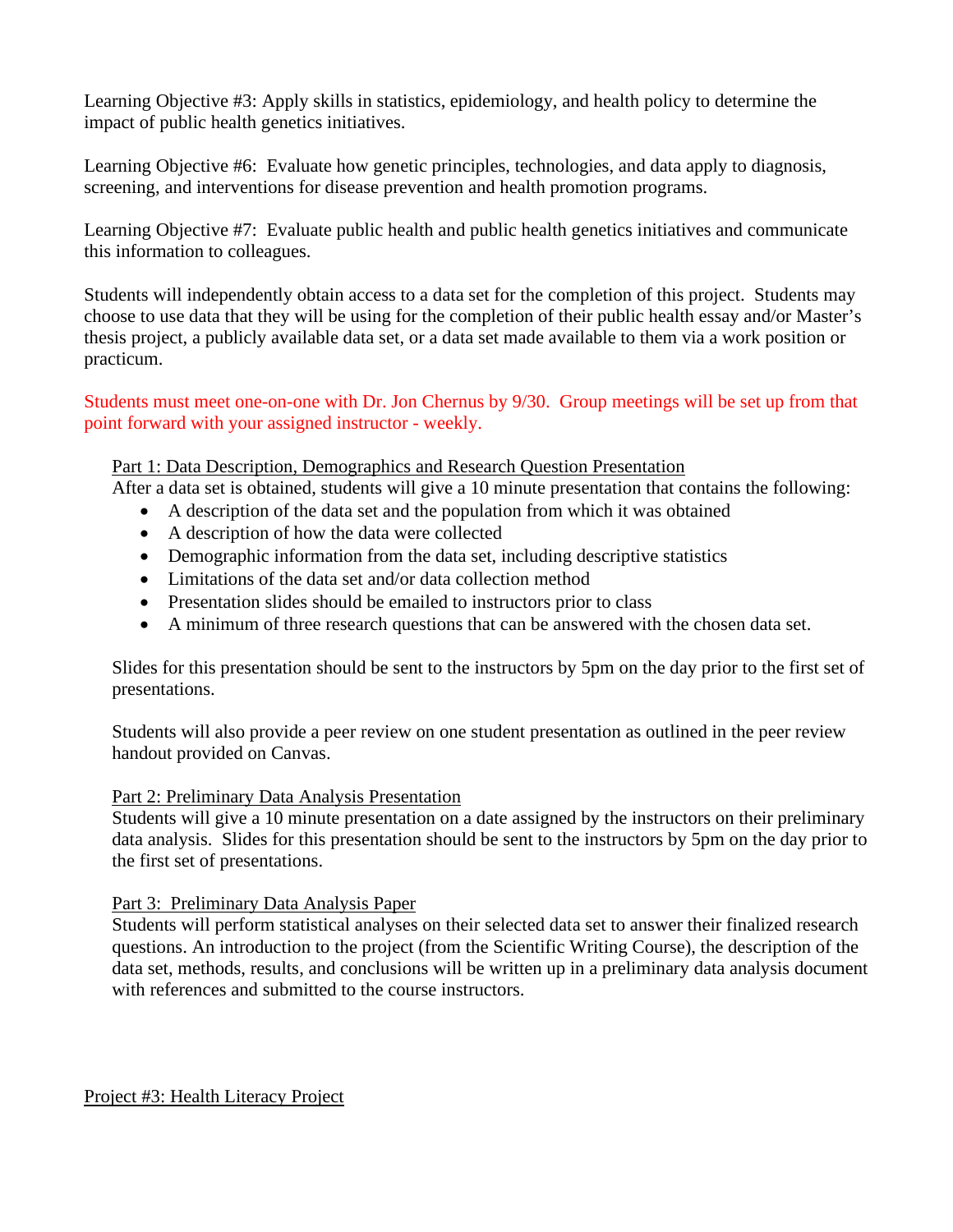Learning Objective #3: Apply skills in statistics, epidemiology, and health policy to determine the impact of public health genetics initiatives.

Learning Objective #6: Evaluate how genetic principles, technologies, and data apply to diagnosis, screening, and interventions for disease prevention and health promotion programs.

Learning Objective #7: Evaluate public health and public health genetics initiatives and communicate this information to colleagues.

Students will independently obtain access to a data set for the completion of this project. Students may choose to use data that they will be using for the completion of their public health essay and/or Master's thesis project, a publicly available data set, or a data set made available to them via a work position or practicum.

Students must meet one-on-one with Dr. Jon Chernus by 9/30. Group meetings will be set up from that point forward with your assigned instructor - weekly.

<u>Part 1: Data Description, Demographics and Research Question Presentation</u>

After a data set is obtained, students will give a 10 minute presentation that contains the following:

- A description of the data set and the population from which it was obtained
- A description of how the data were collected
- Demographic information from the data set, including descriptive statistics
- Limitations of the data set and/or data collection method
- Presentation slides should be emailed to instructors prior to class
- A minimum of three research questions that can be answered with the chosen data set.

Slides for this presentation should be sent to the instructors by 5pm on the day prior to the first set of presentations.

Students will also provide a peer review on one student presentation as outlined in the peer review handout provided on Canvas.

<u>Part 2: Preliminary Data Analysis Presentation</u>

Students will give a 10 minute presentation on a date assigned by the instructors on their preliminary data analysis. Slides for this presentation should be sent to the instructors by 5pm on the day prior to the first set of presentations.

<u>Part 3: Preliminary Data Analysis Paper</u>

Students will perform statistical analyses on their selected data set to answer their finalized research questions. An introduction to the project (from the Scientific Writing Course), the description of the data set, methods, results, and conclusions will be written up in a preliminary data analysis document with references and submitted to the course instructors.

<u>Project #3: Health Literacy Project</u>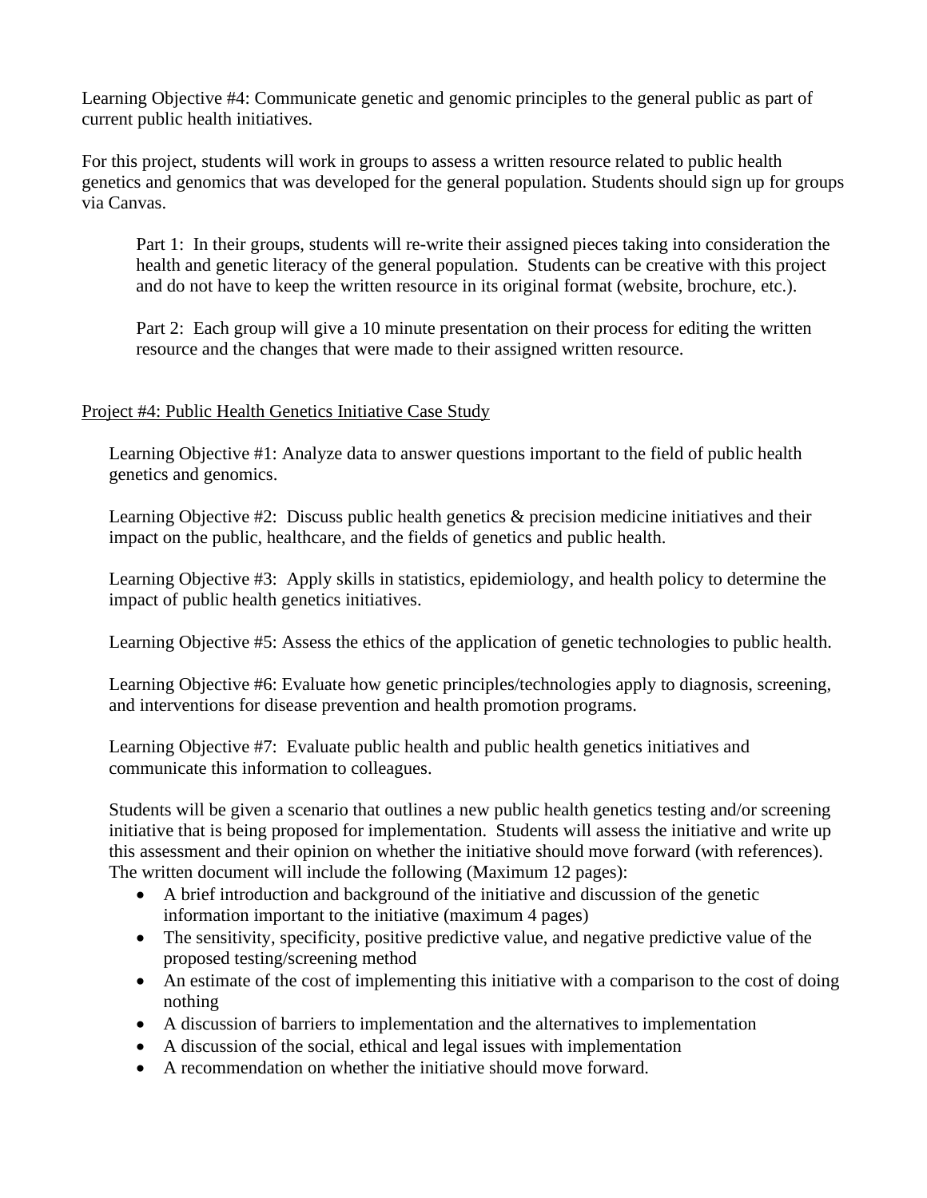Learning Objective #4: Communicate genetic and genomic principles to the general public as part of current public health initiatives.

For this project, students will work in groups to assess a written resource related to public health genetics and genomics that was developed for the general population. Students should sign up for groups via Canvas.

> Part 1: In their groups, students will re-write their assigned pieces taking into consideration the health and genetic literacy of the general population. Students can be creative with this project and do not have to keep the written resource in its original format (website, brochure, etc.).
>
> Part 2: Each group will give a 10 minute presentation on their process for editing the written resource and the changes that were made to their assigned written resource.

<u>Project #4: Public Health Genetics Initiative Case Study</u>

Learning Objective #1: Analyze data to answer questions important to the field of public health genetics and genomics.

Learning Objective #2: Discuss public health genetics & precision medicine initiatives and their impact on the public, healthcare, and the fields of genetics and public health.

Learning Objective #3: Apply skills in statistics, epidemiology, and health policy to determine the impact of public health genetics initiatives.

Learning Objective #5: Assess the ethics of the application of genetic technologies to public health.

Learning Objective #6: Evaluate how genetic principles/technologies apply to diagnosis, screening, and interventions for disease prevention and health promotion programs.

Learning Objective #7: Evaluate public health and public health genetics initiatives and communicate this information to colleagues.

Students will be given a scenario that outlines a new public health genetics testing and/or screening initiative that is being proposed for implementation. Students will assess the initiative and write up this assessment and their opinion on whether the initiative should move forward (with references). The written document will include the following (Maximum 12 pages):

- A brief introduction and background of the initiative and discussion of the genetic information important to the initiative (maximum 4 pages)
- The sensitivity, specificity, positive predictive value, and negative predictive value of the proposed testing/screening method
- An estimate of the cost of implementing this initiative with a comparison to the cost of doing nothing
- A discussion of barriers to implementation and the alternatives to implementation
- A discussion of the social, ethical and legal issues with implementation
- A recommendation on whether the initiative should move forward.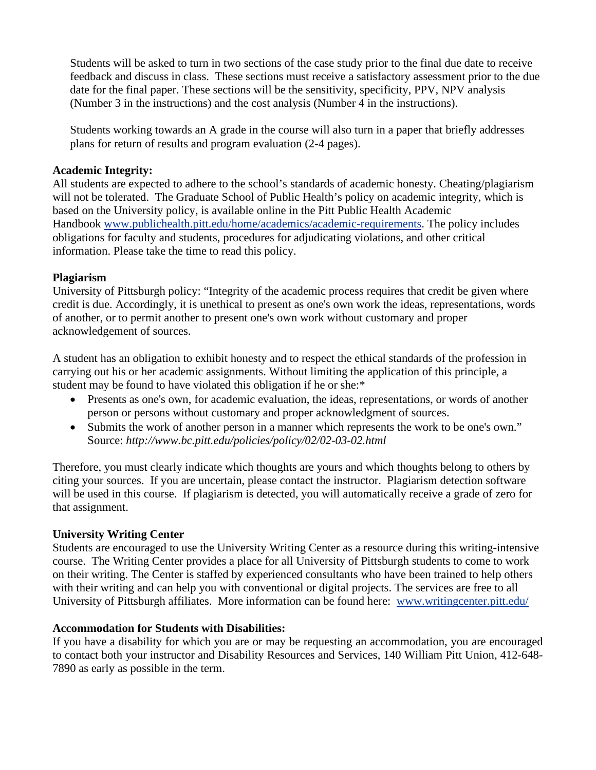Students will be asked to turn in two sections of the case study prior to the final due date to receive feedback and discuss in class. These sections must receive a satisfactory assessment prior to the due date for the final paper. These sections will be the sensitivity, specificity, PPV, NPV analysis (Number 3 in the instructions) and the cost analysis (Number 4 in the instructions).

Students working towards an A grade in the course will also turn in a paper that briefly addresses plans for return of results and program evaluation (2-4 pages).

**Academic Integrity:**

All students are expected to adhere to the school's standards of academic honesty. Cheating/plagiarism will not be tolerated. The Graduate School of Public Health's policy on academic integrity, which is based on the University policy, is available online in the Pitt Public Health Academic Handbook [www.publichealth.pitt.edu/home/academics/academic-requirements](www.publichealth.pitt.edu/home/academics/academic-requirements). The policy includes obligations for faculty and students, procedures for adjudicating violations, and other critical information. Please take the time to read this policy.

**Plagiarism**

University of Pittsburgh policy: "Integrity of the academic process requires that credit be given where credit is due. Accordingly, it is unethical to present as one's own work the ideas, representations, words of another, or to permit another to present one's own work without customary and proper acknowledgement of sources.

A student has an obligation to exhibit honesty and to respect the ethical standards of the profession in carrying out his or her academic assignments. Without limiting the application of this principle, a student may be found to have violated this obligation if he or she:*

- Presents as one's own, for academic evaluation, the ideas, representations, or words of another person or persons without customary and proper acknowledgment of sources.
- Submits the work of another person in a manner which represents the work to be one's own." Source: *http://www.bc.pitt.edu/policies/policy/02/02-03-02.html*

Therefore, you must clearly indicate which thoughts are yours and which thoughts belong to others by citing your sources. If you are uncertain, please contact the instructor. Plagiarism detection software will be used in this course. If plagiarism is detected, you will automatically receive a grade of zero for that assignment.

**University Writing Center**

Students are encouraged to use the University Writing Center as a resource during this writing-intensive course. The Writing Center provides a place for all University of Pittsburgh students to come to work on their writing. The Center is staffed by experienced consultants who have been trained to help others with their writing and can help you with conventional or digital projects. The services are free to all University of Pittsburgh affiliates. More information can be found here: [www.writingcenter.pitt.edu/](www.writingcenter.pitt.edu/)

**Accommodation for Students with Disabilities:**

If you have a disability for which you are or may be requesting an accommodation, you are encouraged to contact both your instructor and Disability Resources and Services, 140 William Pitt Union, 412-648-7890 as early as possible in the term.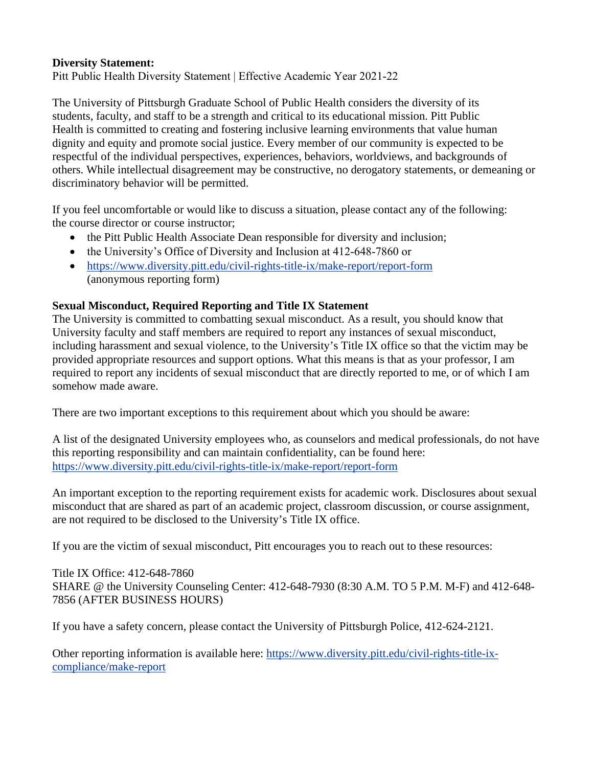**Diversity Statement:**
Pitt Public Health Diversity Statement | Effective Academic Year 2021-22

The University of Pittsburgh Graduate School of Public Health considers the diversity of its students, faculty, and staff to be a strength and critical to its educational mission. Pitt Public Health is committed to creating and fostering inclusive learning environments that value human dignity and equity and promote social justice. Every member of our community is expected to be respectful of the individual perspectives, experiences, behaviors, worldviews, and backgrounds of others. While intellectual disagreement may be constructive, no derogatory statements, or demeaning or discriminatory behavior will be permitted.

If you feel uncomfortable or would like to discuss a situation, please contact any of the following:
the course director or course instructor;

- the Pitt Public Health Associate Dean responsible for diversity and inclusion;
- the University's Office of Diversity and Inclusion at 412-648-7860 or
- https://www.diversity.pitt.edu/civil-rights-title-ix/make-report/report-form (anonymous reporting form)

**Sexual Misconduct, Required Reporting and Title IX Statement**
The University is committed to combatting sexual misconduct. As a result, you should know that University faculty and staff members are required to report any instances of sexual misconduct, including harassment and sexual violence, to the University's Title IX office so that the victim may be provided appropriate resources and support options. What this means is that as your professor, I am required to report any incidents of sexual misconduct that are directly reported to me, or of which I am somehow made aware.

There are two important exceptions to this requirement about which you should be aware:

A list of the designated University employees who, as counselors and medical professionals, do not have this reporting responsibility and can maintain confidentiality, can be found here:
https://www.diversity.pitt.edu/civil-rights-title-ix/make-report/report-form

An important exception to the reporting requirement exists for academic work. Disclosures about sexual misconduct that are shared as part of an academic project, classroom discussion, or course assignment, are not required to be disclosed to the University's Title IX office.

If you are the victim of sexual misconduct, Pitt encourages you to reach out to these resources:

Title IX Office: 412-648-7860
SHARE @ the University Counseling Center: 412-648-7930 (8:30 A.M. TO 5 P.M. M-F) and 412-648-7856 (AFTER BUSINESS HOURS)

If you have a safety concern, please contact the University of Pittsburgh Police, 412-624-2121.

Other reporting information is available here: https://www.diversity.pitt.edu/civil-rights-title-ix-compliance/make-report